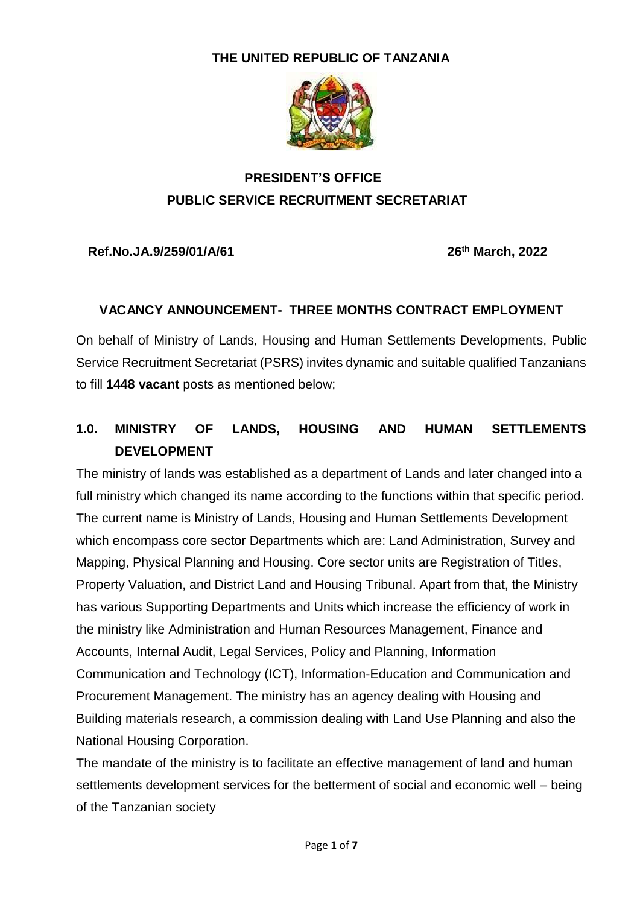**THE UNITED REPUBLIC OF TANZANIA**

**PRESIDENT'S OFFICE**
**PUBLIC SERVICE RECRUITMENT SECRETARIAT**

**Ref.No.JA.9/259/01/A/61** **26th March, 2022**

**VACANCY ANNOUNCEMENT- THREE MONTHS CONTRACT EMPLOYMENT**

On behalf of Ministry of Lands, Housing and Human Settlements Developments, Public Service Recruitment Secretariat (PSRS) invites dynamic and suitable qualified Tanzanians to fill **1448 vacant** posts as mentioned below;

## 1.0. MINISTRY OF LANDS, HOUSING AND HUMAN SETTLEMENTS DEVELOPMENT

The ministry of lands was established as a department of Lands and later changed into a full ministry which changed its name according to the functions within that specific period. The current name is Ministry of Lands, Housing and Human Settlements Development which encompass core sector Departments which are: Land Administration, Survey and Mapping, Physical Planning and Housing. Core sector units are Registration of Titles, Property Valuation, and District Land and Housing Tribunal. Apart from that, the Ministry has various Supporting Departments and Units which increase the efficiency of work in the ministry like Administration and Human Resources Management, Finance and Accounts, Internal Audit, Legal Services, Policy and Planning, Information Communication and Technology (ICT), Information-Education and Communication and Procurement Management. The ministry has an agency dealing with Housing and Building materials research, a commission dealing with Land Use Planning and also the National Housing Corporation.

The mandate of the ministry is to facilitate an effective management of land and human settlements development services for the betterment of social and economic well – being of the Tanzanian society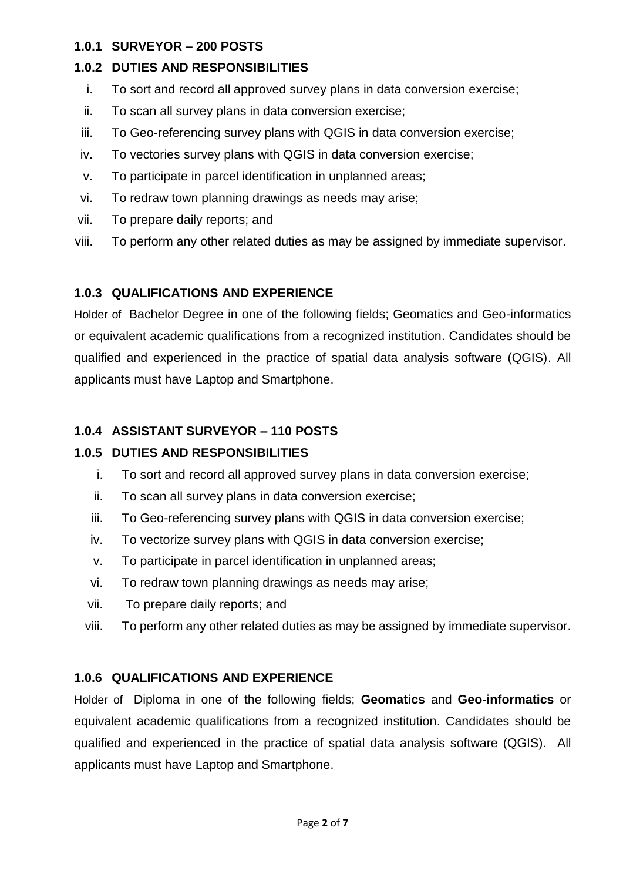### 1.0.1 SURVEYOR – 200 POSTS

### 1.0.2 DUTIES AND RESPONSIBILITIES

i. To sort and record all approved survey plans in data conversion exercise;
ii. To scan all survey plans in data conversion exercise;
iii. To Geo-referencing survey plans with QGIS in data conversion exercise;
iv. To vectories survey plans with QGIS in data conversion exercise;
v. To participate in parcel identification in unplanned areas;
vi. To redraw town planning drawings as needs may arise;
vii. To prepare daily reports; and
viii. To perform any other related duties as may be assigned by immediate supervisor.

### 1.0.3 QUALIFICATIONS AND EXPERIENCE

Holder of Bachelor Degree in one of the following fields; Geomatics and Geo-informatics or equivalent academic qualifications from a recognized institution. Candidates should be qualified and experienced in the practice of spatial data analysis software (QGIS). All applicants must have Laptop and Smartphone.

### 1.0.4 ASSISTANT SURVEYOR – 110 POSTS

### 1.0.5 DUTIES AND RESPONSIBILITIES

i. To sort and record all approved survey plans in data conversion exercise;
ii. To scan all survey plans in data conversion exercise;
iii. To Geo-referencing survey plans with QGIS in data conversion exercise;
iv. To vectorize survey plans with QGIS in data conversion exercise;
v. To participate in parcel identification in unplanned areas;
vi. To redraw town planning drawings as needs may arise;
vii. To prepare daily reports; and
viii. To perform any other related duties as may be assigned by immediate supervisor.

### 1.0.6 QUALIFICATIONS AND EXPERIENCE

Holder of Diploma in one of the following fields; **Geomatics** and **Geo-informatics** or equivalent academic qualifications from a recognized institution. Candidates should be qualified and experienced in the practice of spatial data analysis software (QGIS). All applicants must have Laptop and Smartphone.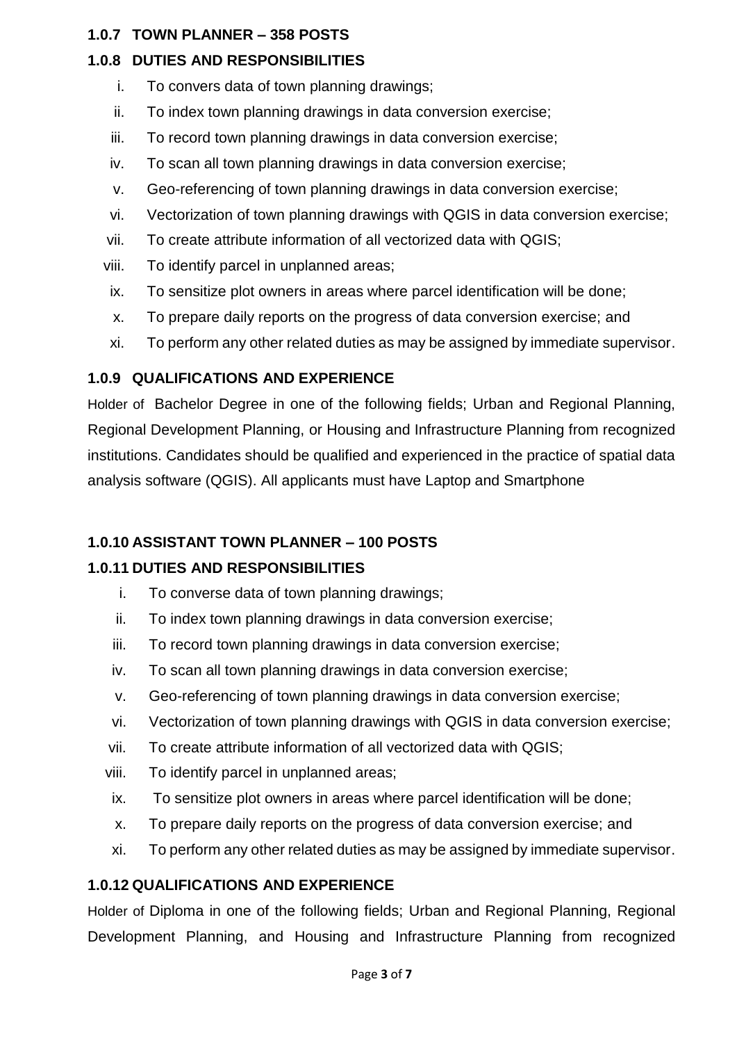### 1.0.7 TOWN PLANNER – 358 POSTS

### 1.0.8 DUTIES AND RESPONSIBILITIES

i. To convers data of town planning drawings;
ii. To index town planning drawings in data conversion exercise;
iii. To record town planning drawings in data conversion exercise;
iv. To scan all town planning drawings in data conversion exercise;
v. Geo-referencing of town planning drawings in data conversion exercise;
vi. Vectorization of town planning drawings with QGIS in data conversion exercise;
vii. To create attribute information of all vectorized data with QGIS;
viii. To identify parcel in unplanned areas;
ix. To sensitize plot owners in areas where parcel identification will be done;
x. To prepare daily reports on the progress of data conversion exercise; and
xi. To perform any other related duties as may be assigned by immediate supervisor.

### 1.0.9 QUALIFICATIONS AND EXPERIENCE

Holder of Bachelor Degree in one of the following fields; Urban and Regional Planning, Regional Development Planning, or Housing and Infrastructure Planning from recognized institutions. Candidates should be qualified and experienced in the practice of spatial data analysis software (QGIS). All applicants must have Laptop and Smartphone

### 1.0.10 ASSISTANT TOWN PLANNER – 100 POSTS

### 1.0.11 DUTIES AND RESPONSIBILITIES

i. To converse data of town planning drawings;
ii. To index town planning drawings in data conversion exercise;
iii. To record town planning drawings in data conversion exercise;
iv. To scan all town planning drawings in data conversion exercise;
v. Geo-referencing of town planning drawings in data conversion exercise;
vi. Vectorization of town planning drawings with QGIS in data conversion exercise;
vii. To create attribute information of all vectorized data with QGIS;
viii. To identify parcel in unplanned areas;
ix. To sensitize plot owners in areas where parcel identification will be done;
x. To prepare daily reports on the progress of data conversion exercise; and
xi. To perform any other related duties as may be assigned by immediate supervisor.

### 1.0.12 QUALIFICATIONS AND EXPERIENCE

Holder of Diploma in one of the following fields; Urban and Regional Planning, Regional Development Planning, and Housing and Infrastructure Planning from recognized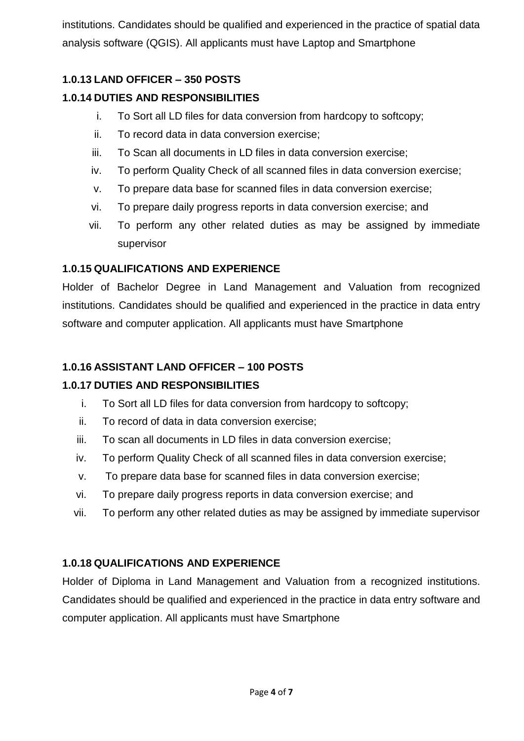institutions. Candidates should be qualified and experienced in the practice of spatial data analysis software (QGIS). All applicants must have Laptop and Smartphone

### 1.0.13 LAND OFFICER – 350 POSTS

### 1.0.14 DUTIES AND RESPONSIBILITIES

i. To Sort all LD files for data conversion from hardcopy to softcopy;
ii. To record data in data conversion exercise;
iii. To Scan all documents in LD files in data conversion exercise;
iv. To perform Quality Check of all scanned files in data conversion exercise;
v. To prepare data base for scanned files in data conversion exercise;
vi. To prepare daily progress reports in data conversion exercise; and
vii. To perform any other related duties as may be assigned by immediate supervisor

### 1.0.15 QUALIFICATIONS AND EXPERIENCE

Holder of Bachelor Degree in Land Management and Valuation from recognized institutions. Candidates should be qualified and experienced in the practice in data entry software and computer application. All applicants must have Smartphone

### 1.0.16 ASSISTANT LAND OFFICER – 100 POSTS

### 1.0.17 DUTIES AND RESPONSIBILITIES

i. To Sort all LD files for data conversion from hardcopy to softcopy;
ii. To record of data in data conversion exercise;
iii. To scan all documents in LD files in data conversion exercise;
iv. To perform Quality Check of all scanned files in data conversion exercise;
v. To prepare data base for scanned files in data conversion exercise;
vi. To prepare daily progress reports in data conversion exercise; and
vii. To perform any other related duties as may be assigned by immediate supervisor

### 1.0.18 QUALIFICATIONS AND EXPERIENCE

Holder of Diploma in Land Management and Valuation from a recognized institutions. Candidates should be qualified and experienced in the practice in data entry software and computer application. All applicants must have Smartphone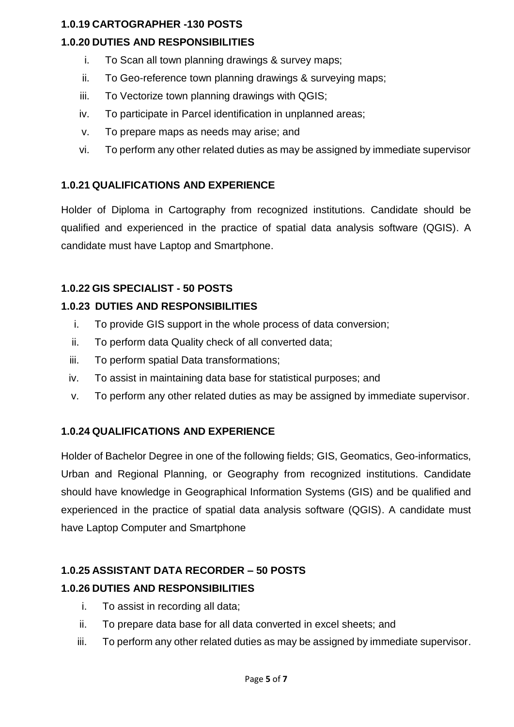### 1.0.19 CARTOGRAPHER -130 POSTS

### 1.0.20 DUTIES AND RESPONSIBILITIES

- i. To Scan all town planning drawings & survey maps;
- ii. To Geo-reference town planning drawings & surveying maps;
- iii. To Vectorize town planning drawings with QGIS;
- iv. To participate in Parcel identification in unplanned areas;
- v. To prepare maps as needs may arise; and
- vi. To perform any other related duties as may be assigned by immediate supervisor

### 1.0.21 QUALIFICATIONS AND EXPERIENCE

Holder of Diploma in Cartography from recognized institutions. Candidate should be qualified and experienced in the practice of spatial data analysis software (QGIS). A candidate must have Laptop and Smartphone.

### 1.0.22 GIS SPECIALIST - 50 POSTS

### 1.0.23 DUTIES AND RESPONSIBILITIES

- i. To provide GIS support in the whole process of data conversion;
- ii. To perform data Quality check of all converted data;
- iii. To perform spatial Data transformations;
- iv. To assist in maintaining data base for statistical purposes; and
- v. To perform any other related duties as may be assigned by immediate supervisor.

### 1.0.24 QUALIFICATIONS AND EXPERIENCE

Holder of Bachelor Degree in one of the following fields; GIS, Geomatics, Geo-informatics, Urban and Regional Planning, or Geography from recognized institutions. Candidate should have knowledge in Geographical Information Systems (GIS) and be qualified and experienced in the practice of spatial data analysis software (QGIS). A candidate must have Laptop Computer and Smartphone

### 1.0.25 ASSISTANT DATA RECORDER – 50 POSTS

### 1.0.26 DUTIES AND RESPONSIBILITIES

- i. To assist in recording all data;
- ii. To prepare data base for all data converted in excel sheets; and
- iii. To perform any other related duties as may be assigned by immediate supervisor.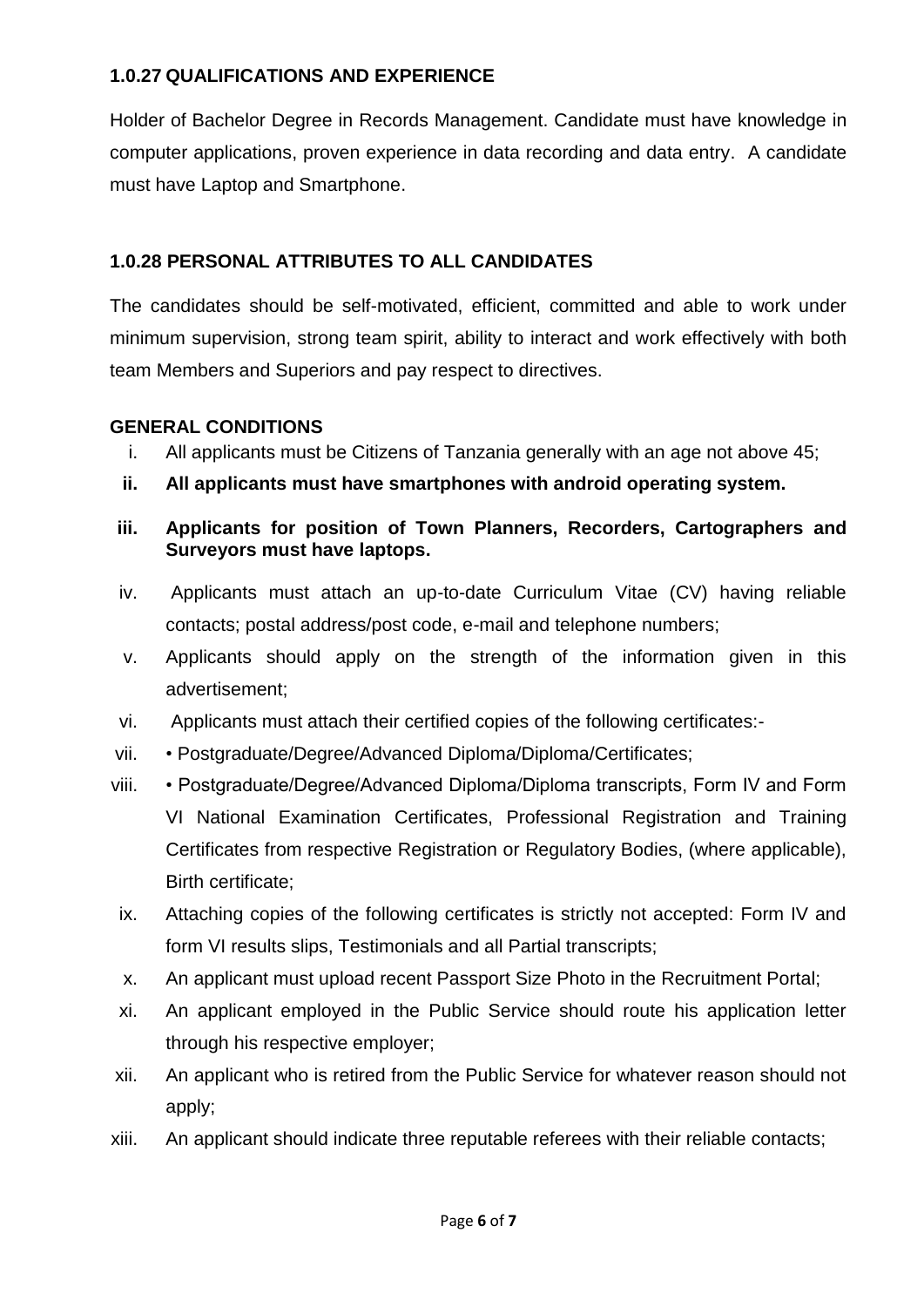### 1.0.27 QUALIFICATIONS AND EXPERIENCE

Holder of Bachelor Degree in Records Management. Candidate must have knowledge in computer applications, proven experience in data recording and data entry. A candidate must have Laptop and Smartphone.

### 1.0.28 PERSONAL ATTRIBUTES TO ALL CANDIDATES

The candidates should be self-motivated, efficient, committed and able to work under minimum supervision, strong team spirit, ability to interact and work effectively with both team Members and Superiors and pay respect to directives.

### GENERAL CONDITIONS

i. All applicants must be Citizens of Tanzania generally with an age not above 45;

**ii. All applicants must have smartphones with android operating system.**

**iii. Applicants for position of Town Planners, Recorders, Cartographers and Surveyors must have laptops.**

iv. Applicants must attach an up-to-date Curriculum Vitae (CV) having reliable contacts; postal address/post code, e-mail and telephone numbers;

v. Applicants should apply on the strength of the information given in this advertisement;

vi. Applicants must attach their certified copies of the following certificates:-

vii. • Postgraduate/Degree/Advanced Diploma/Diploma/Certificates;

viii. • Postgraduate/Degree/Advanced Diploma/Diploma transcripts, Form IV and Form VI National Examination Certificates, Professional Registration and Training Certificates from respective Registration or Regulatory Bodies, (where applicable), Birth certificate;

ix. Attaching copies of the following certificates is strictly not accepted: Form IV and form VI results slips, Testimonials and all Partial transcripts;

x. An applicant must upload recent Passport Size Photo in the Recruitment Portal;

xi. An applicant employed in the Public Service should route his application letter through his respective employer;

xii. An applicant who is retired from the Public Service for whatever reason should not apply;

xiii. An applicant should indicate three reputable referees with their reliable contacts;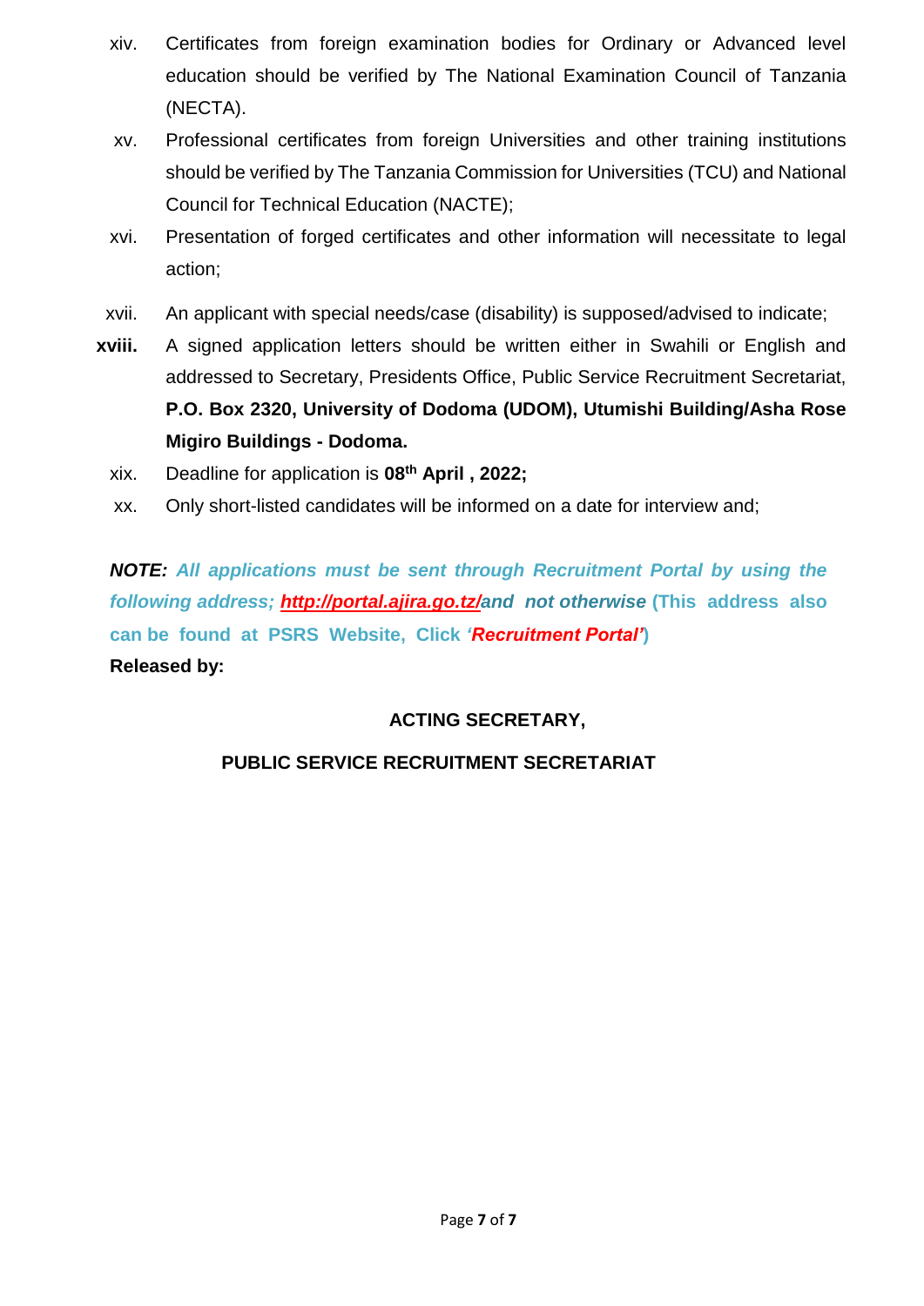xiv. Certificates from foreign examination bodies for Ordinary or Advanced level education should be verified by The National Examination Council of Tanzania (NECTA).

xv. Professional certificates from foreign Universities and other training institutions should be verified by The Tanzania Commission for Universities (TCU) and National Council for Technical Education (NACTE);

xvi. Presentation of forged certificates and other information will necessitate to legal action;

xvii. An applicant with special needs/case (disability) is supposed/advised to indicate;

**xviii.** A signed application letters should be written either in Swahili or English and addressed to Secretary, Presidents Office, Public Service Recruitment Secretariat, **P.O. Box 2320, University of Dodoma (UDOM), Utumishi Building/Asha Rose Migiro Buildings - Dodoma.**

xix. Deadline for application is **08th April , 2022;**

xx. Only short-listed candidates will be informed on a date for interview and;

***NOTE:*** ***All applications must be sent through Recruitment Portal by using the following address; http://portal.ajira.go.tz/and not otherwise*** **(This address also can be found at PSRS Website, Click '*Recruitment Portal'*)**

**Released by:**

**ACTING SECRETARY,**

**PUBLIC SERVICE RECRUITMENT SECRETARIAT**